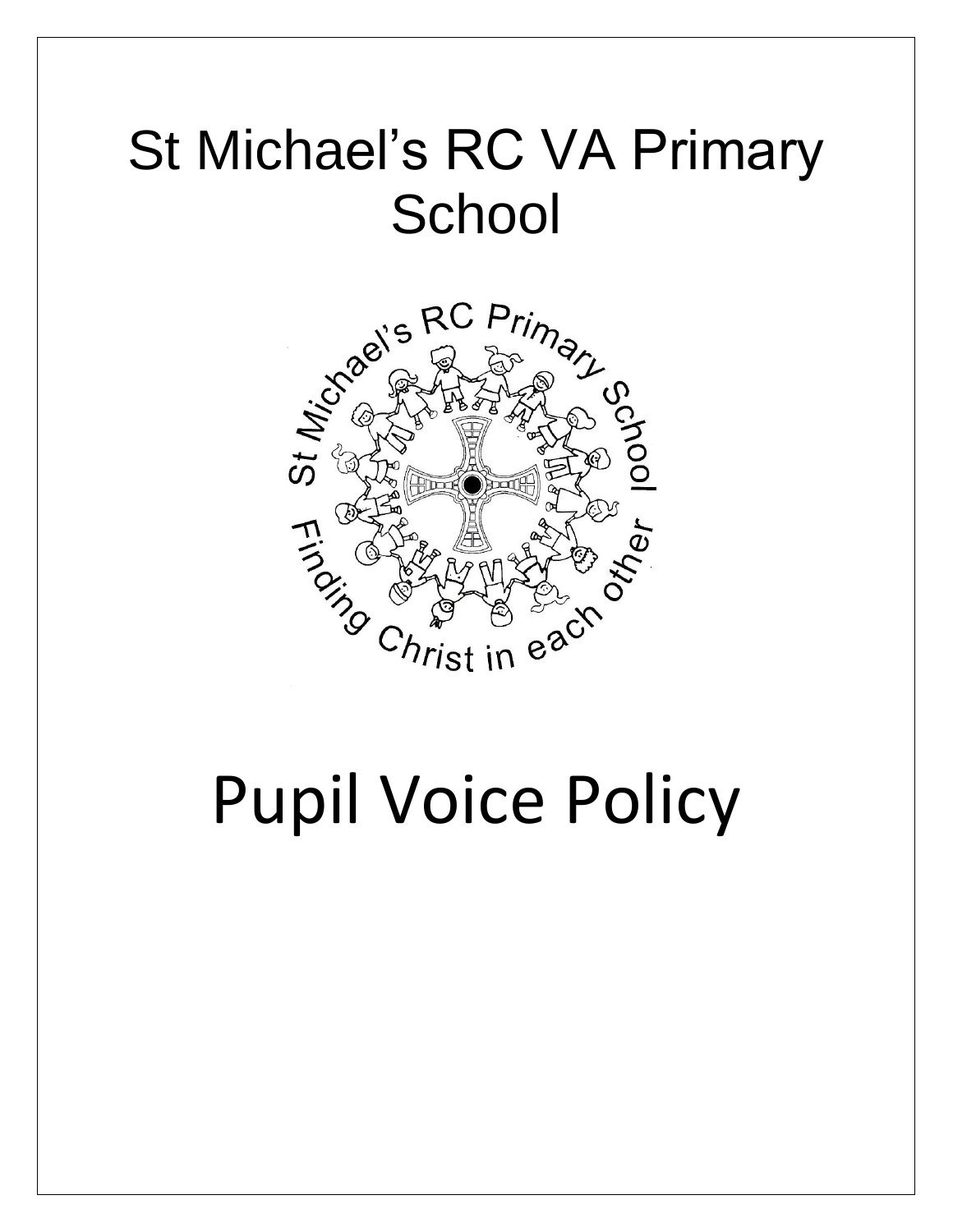# St Michael's RC VA Primary School

St Michael's RC Primary School

Finding Christ in each other

# Pupil Voice Policy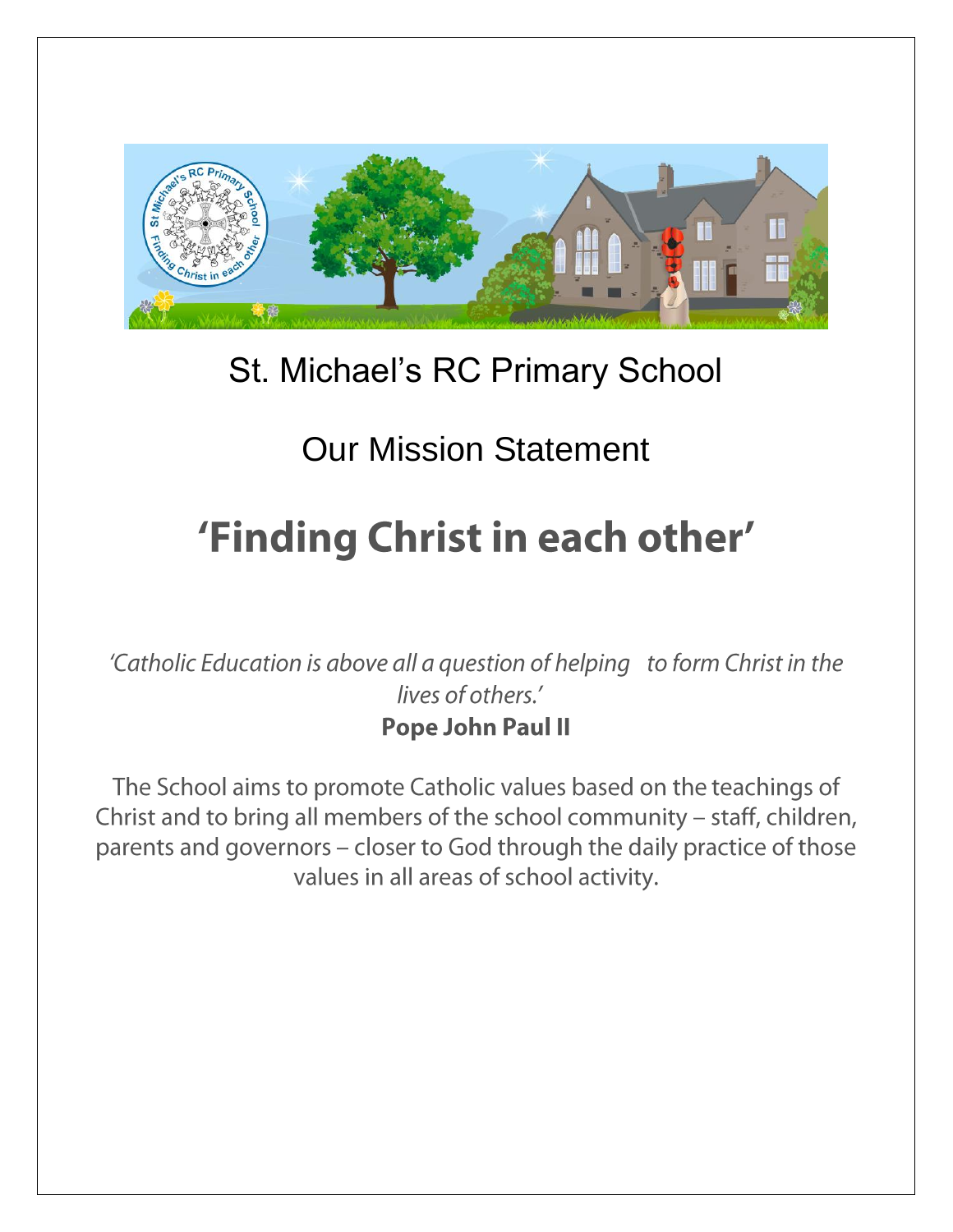# St. Michael's RC Primary School

## Our Mission Statement

# 'Finding Christ in each other'

*'Catholic Education is above all a question of helping to form Christ in the lives of others.'*

**Pope John Paul II**

The School aims to promote Catholic values based on the teachings of Christ and to bring all members of the school community – staff, children, parents and governors – closer to God through the daily practice of those values in all areas of school activity.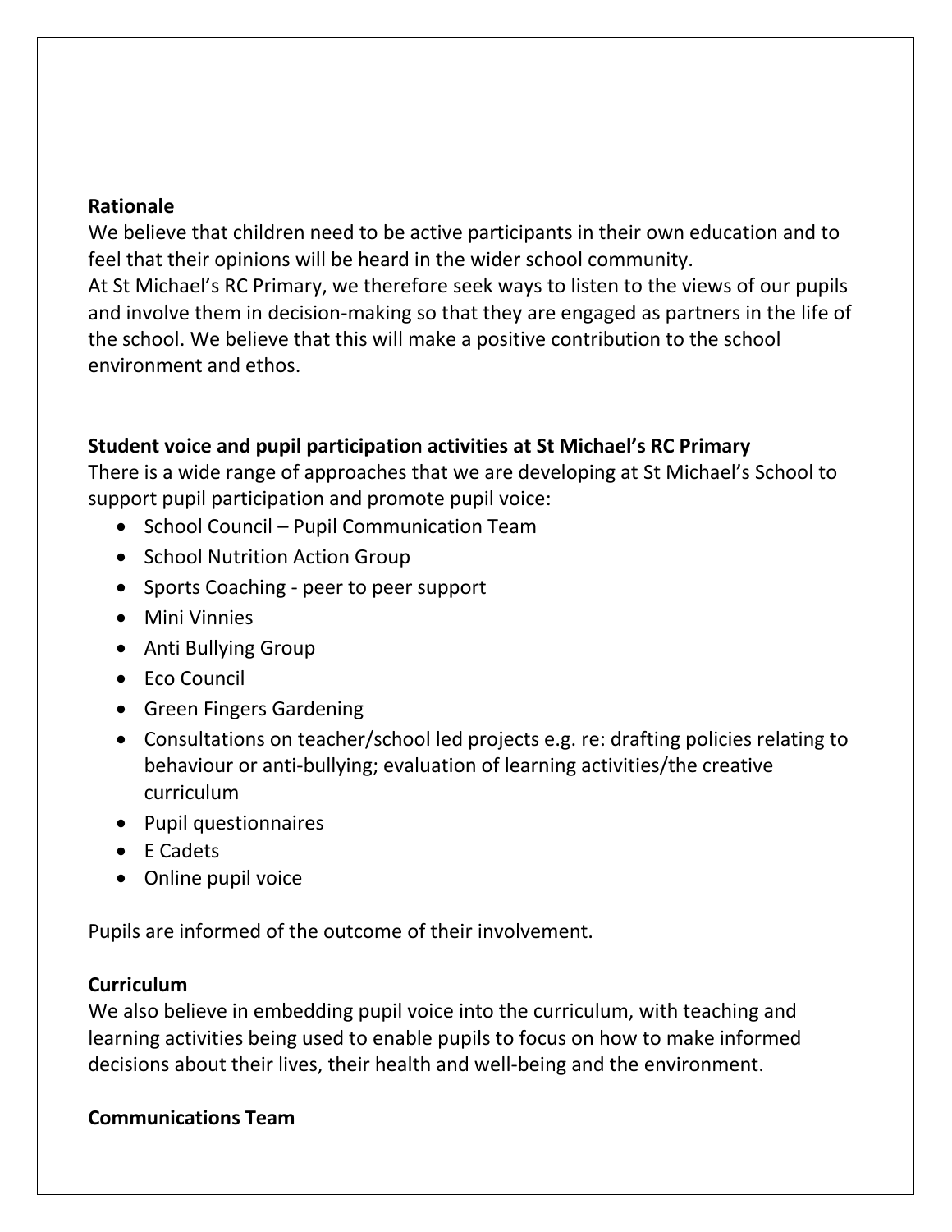**Rationale**

We believe that children need to be active participants in their own education and to feel that their opinions will be heard in the wider school community.

At St Michael's RC Primary, we therefore seek ways to listen to the views of our pupils and involve them in decision-making so that they are engaged as partners in the life of the school. We believe that this will make a positive contribution to the school environment and ethos.

**Student voice and pupil participation activities at St Michael's RC Primary**

There is a wide range of approaches that we are developing at St Michael's School to support pupil participation and promote pupil voice:

- School Council – Pupil Communication Team
- School Nutrition Action Group
- Sports Coaching - peer to peer support
- Mini Vinnies
- Anti Bullying Group
- Eco Council
- Green Fingers Gardening
- Consultations on teacher/school led projects e.g. re: drafting policies relating to behaviour or anti-bullying; evaluation of learning activities/the creative curriculum
- Pupil questionnaires
- E Cadets
- Online pupil voice

Pupils are informed of the outcome of their involvement.

**Curriculum**

We also believe in embedding pupil voice into the curriculum, with teaching and learning activities being used to enable pupils to focus on how to make informed decisions about their lives, their health and well-being and the environment.

**Communications Team**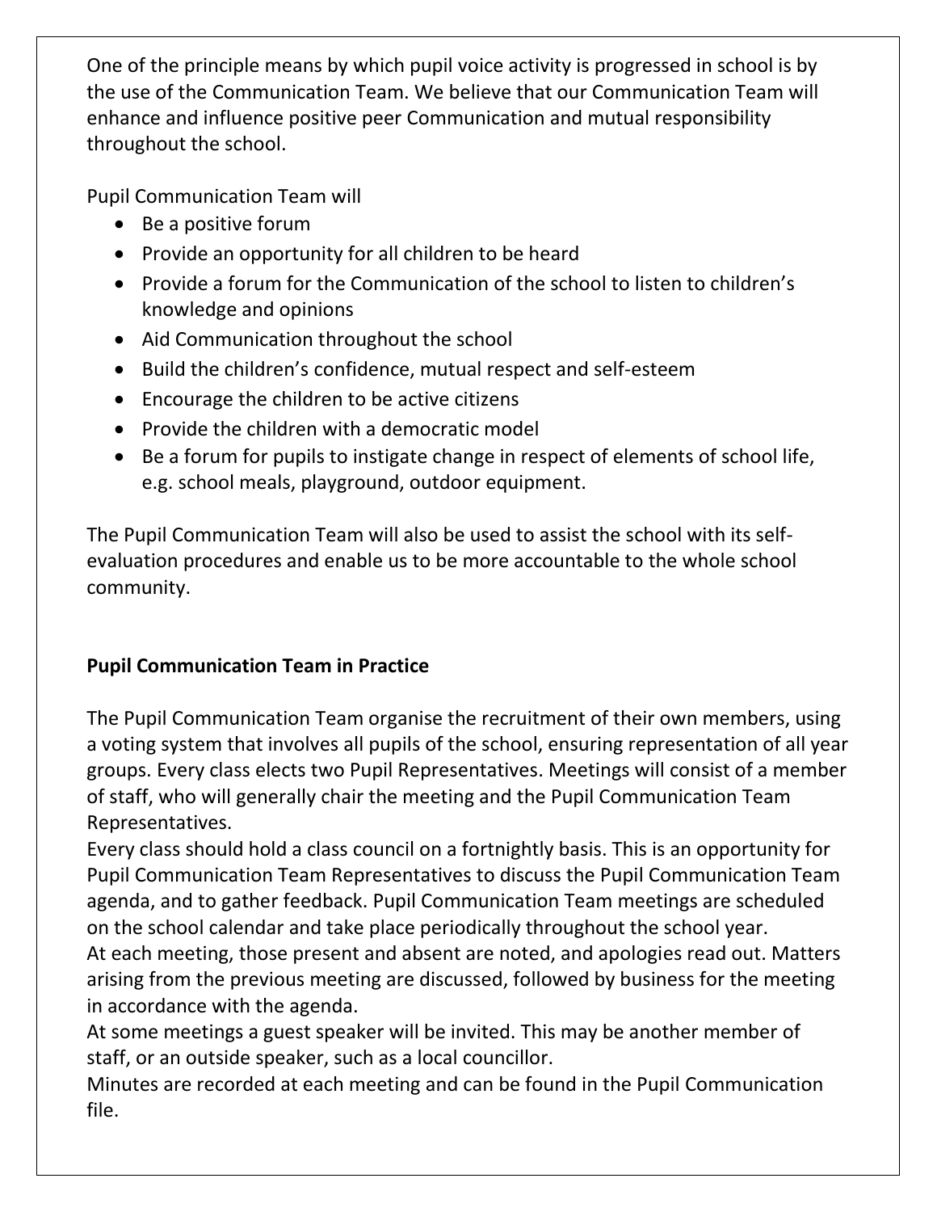One of the principle means by which pupil voice activity is progressed in school is by the use of the Communication Team. We believe that our Communication Team will enhance and influence positive peer Communication and mutual responsibility throughout the school.

Pupil Communication Team will

- Be a positive forum
- Provide an opportunity for all children to be heard
- Provide a forum for the Communication of the school to listen to children's knowledge and opinions
- Aid Communication throughout the school
- Build the children's confidence, mutual respect and self-esteem
- Encourage the children to be active citizens
- Provide the children with a democratic model
- Be a forum for pupils to instigate change in respect of elements of school life, e.g. school meals, playground, outdoor equipment.

The Pupil Communication Team will also be used to assist the school with its self-evaluation procedures and enable us to be more accountable to the whole school community.

**Pupil Communication Team in Practice**

The Pupil Communication Team organise the recruitment of their own members, using a voting system that involves all pupils of the school, ensuring representation of all year groups. Every class elects two Pupil Representatives. Meetings will consist of a member of staff, who will generally chair the meeting and the Pupil Communication Team Representatives.

Every class should hold a class council on a fortnightly basis. This is an opportunity for Pupil Communication Team Representatives to discuss the Pupil Communication Team agenda, and to gather feedback. Pupil Communication Team meetings are scheduled on the school calendar and take place periodically throughout the school year.

At each meeting, those present and absent are noted, and apologies read out. Matters arising from the previous meeting are discussed, followed by business for the meeting in accordance with the agenda.

At some meetings a guest speaker will be invited. This may be another member of staff, or an outside speaker, such as a local councillor.

Minutes are recorded at each meeting and can be found in the Pupil Communication file.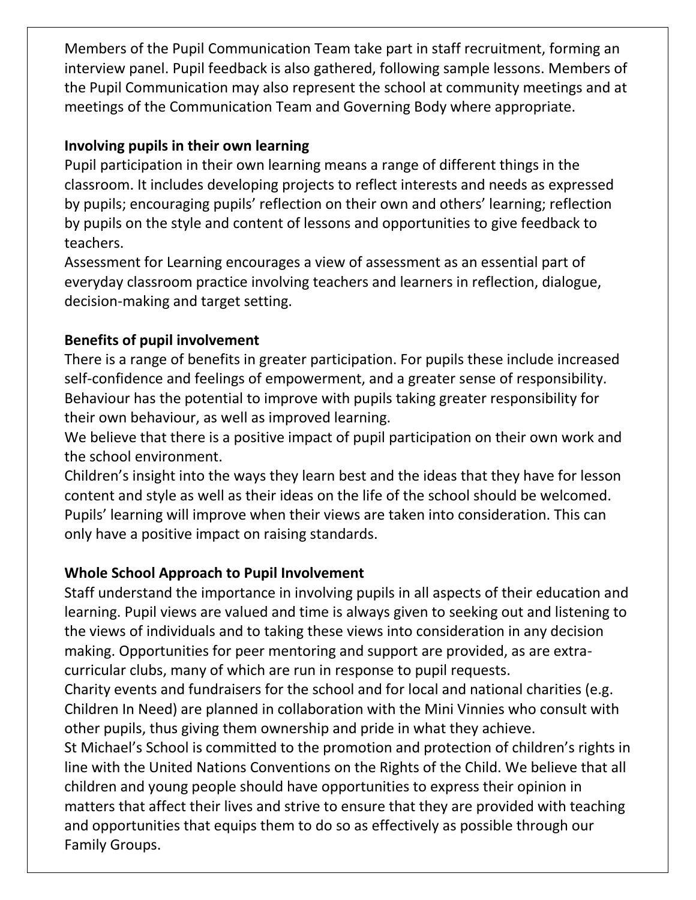Members of the Pupil Communication Team take part in staff recruitment, forming an interview panel. Pupil feedback is also gathered, following sample lessons. Members of the Pupil Communication may also represent the school at community meetings and at meetings of the Communication Team and Governing Body where appropriate.

**Involving pupils in their own learning**

Pupil participation in their own learning means a range of different things in the classroom. It includes developing projects to reflect interests and needs as expressed by pupils; encouraging pupils' reflection on their own and others' learning; reflection by pupils on the style and content of lessons and opportunities to give feedback to teachers.

Assessment for Learning encourages a view of assessment as an essential part of everyday classroom practice involving teachers and learners in reflection, dialogue, decision-making and target setting.

**Benefits of pupil involvement**

There is a range of benefits in greater participation. For pupils these include increased self-confidence and feelings of empowerment, and a greater sense of responsibility. Behaviour has the potential to improve with pupils taking greater responsibility for their own behaviour, as well as improved learning.

We believe that there is a positive impact of pupil participation on their own work and the school environment.

Children's insight into the ways they learn best and the ideas that they have for lesson content and style as well as their ideas on the life of the school should be welcomed. Pupils' learning will improve when their views are taken into consideration. This can only have a positive impact on raising standards.

**Whole School Approach to Pupil Involvement**

Staff understand the importance in involving pupils in all aspects of their education and learning. Pupil views are valued and time is always given to seeking out and listening to the views of individuals and to taking these views into consideration in any decision making. Opportunities for peer mentoring and support are provided, as are extra-curricular clubs, many of which are run in response to pupil requests.

Charity events and fundraisers for the school and for local and national charities (e.g. Children In Need) are planned in collaboration with the Mini Vinnies who consult with other pupils, thus giving them ownership and pride in what they achieve.

St Michael's School is committed to the promotion and protection of children's rights in line with the United Nations Conventions on the Rights of the Child. We believe that all children and young people should have opportunities to express their opinion in matters that affect their lives and strive to ensure that they are provided with teaching and opportunities that equips them to do so as effectively as possible through our Family Groups.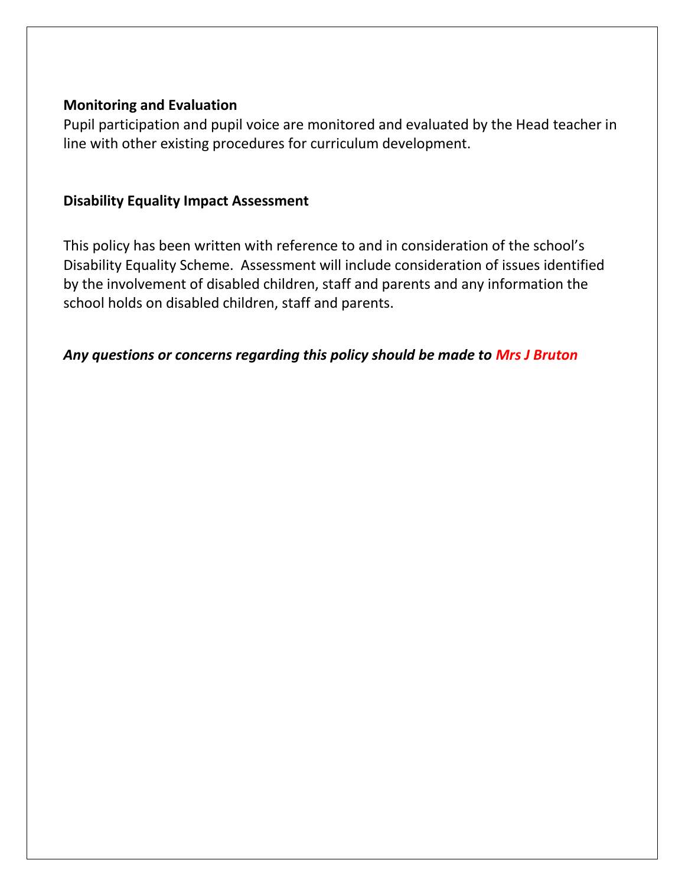**Monitoring and Evaluation**

Pupil participation and pupil voice are monitored and evaluated by the Head teacher in line with other existing procedures for curriculum development.

**Disability Equality Impact Assessment**

This policy has been written with reference to and in consideration of the school's Disability Equality Scheme. Assessment will include consideration of issues identified by the involvement of disabled children, staff and parents and any information the school holds on disabled children, staff and parents.

***Any questions or concerns regarding this policy should be made to Mrs J Bruton***